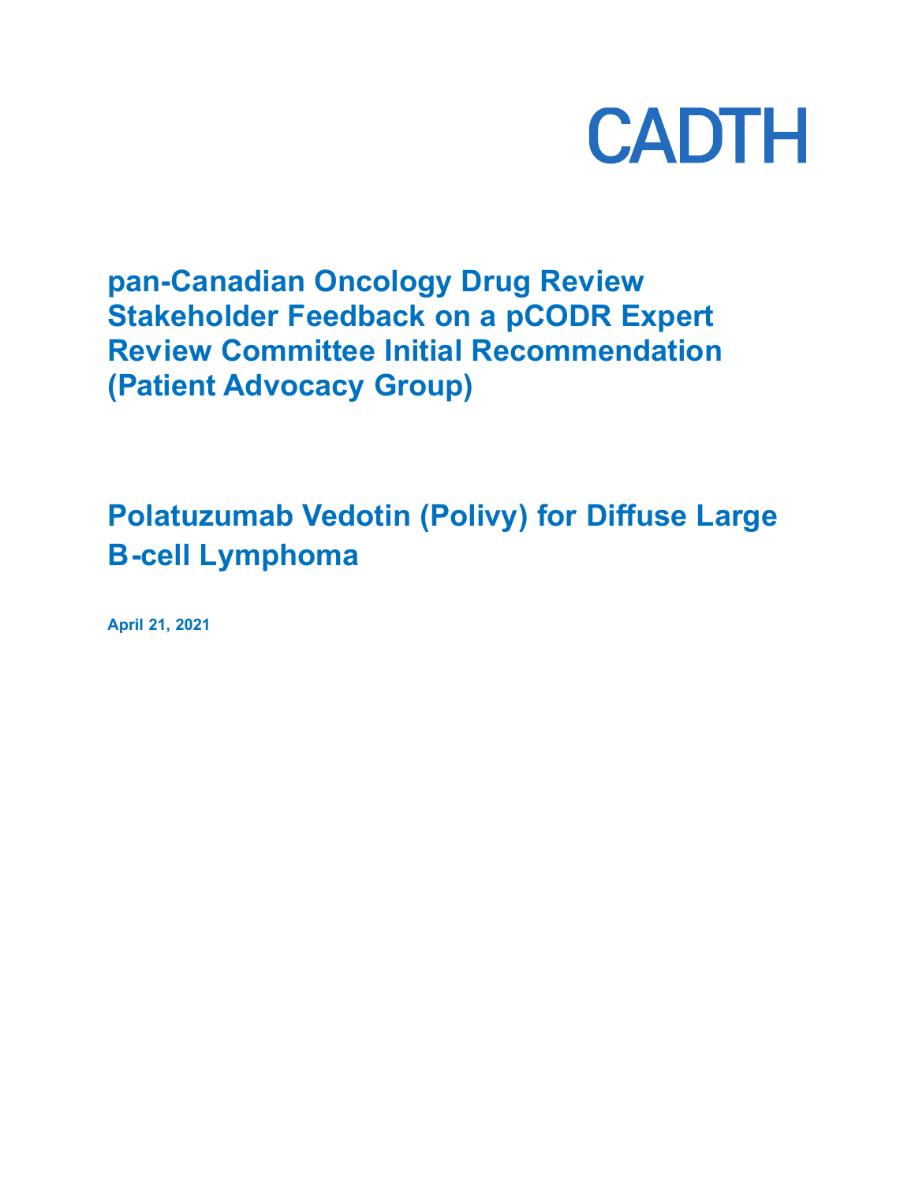CADTH

# pan-Canadian Oncology Drug Review Stakeholder Feedback on a pCODR Expert Review Committee Initial Recommendation (Patient Advocacy Group)

## Polatuzumab Vedotin (Polivy) for Diffuse Large B-cell Lymphoma

**April 21, 2021**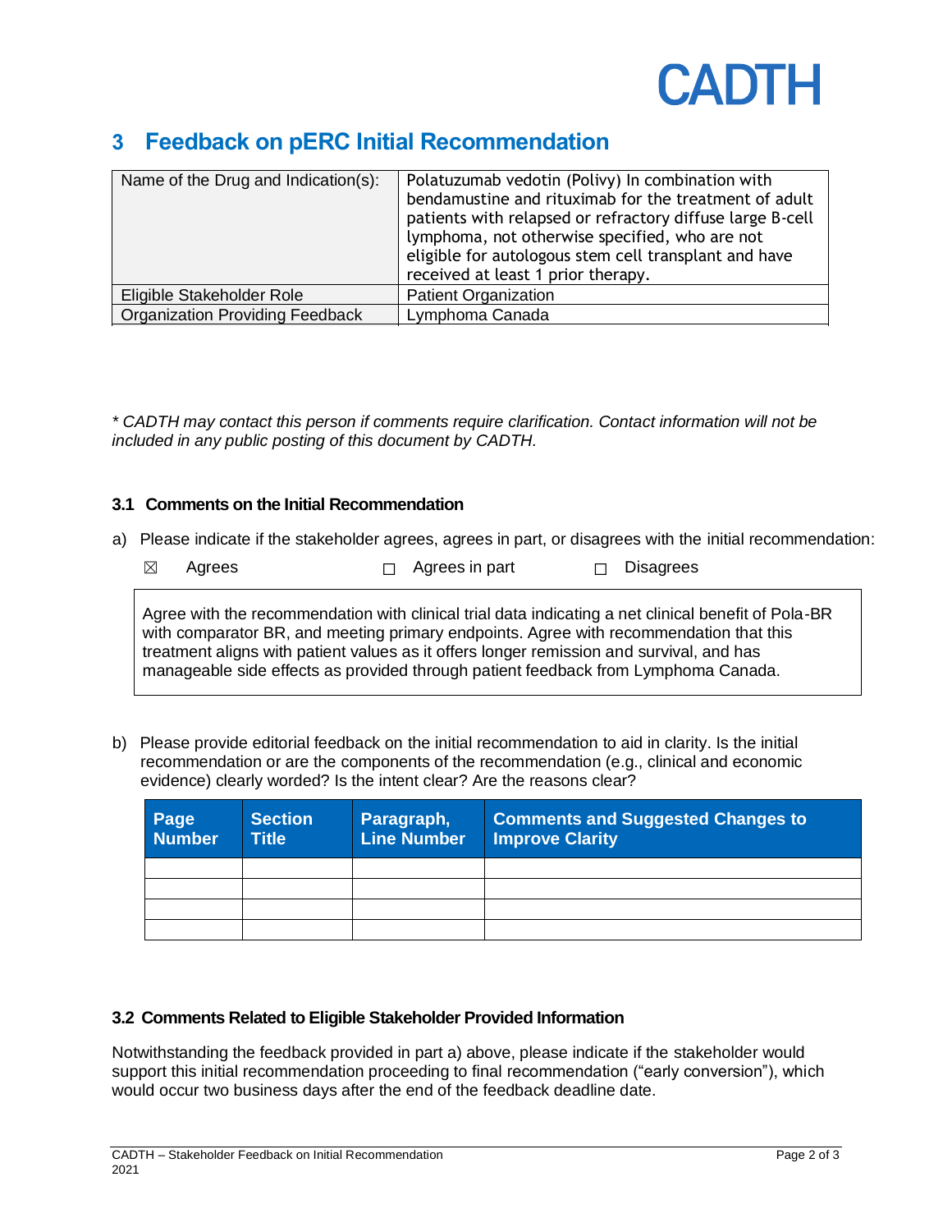## 3 Feedback on pERC Initial Recommendation

| Name of the Drug and Indication(s): | Polatuzumab vedotin (Polivy) In combination with bendamustine and rituximab for the treatment of adult patients with relapsed or refractory diffuse large B-cell lymphoma, not otherwise specified, who are not eligible for autologous stem cell transplant and have received at least 1 prior therapy. |
|---|---|
| Eligible Stakeholder Role | Patient Organization |
| Organization Providing Feedback | Lymphoma Canada |

*\* CADTH may contact this person if comments require clarification. Contact information will not be included in any public posting of this document by CADTH.*

### 3.1 Comments on the Initial Recommendation

a) Please indicate if the stakeholder agrees, agrees in part, or disagrees with the initial recommendation:

☒ Agrees ☐ Agrees in part ☐ Disagrees

Agree with the recommendation with clinical trial data indicating a net clinical benefit of Pola-BR with comparator BR, and meeting primary endpoints. Agree with recommendation that this treatment aligns with patient values as it offers longer remission and survival, and has manageable side effects as provided through patient feedback from Lymphoma Canada.

b) Please provide editorial feedback on the initial recommendation to aid in clarity. Is the initial recommendation or are the components of the recommendation (e.g., clinical and economic evidence) clearly worded? Is the intent clear? Are the reasons clear?

| Page Number | Section Title | Paragraph, Line Number | Comments and Suggested Changes to Improve Clarity |
|---|---|---|---|
| | | | |
| | | | |
| | | | |
| | | | |

### 3.2 Comments Related to Eligible Stakeholder Provided Information

Notwithstanding the feedback provided in part a) above, please indicate if the stakeholder would support this initial recommendation proceeding to final recommendation ("early conversion"), which would occur two business days after the end of the feedback deadline date.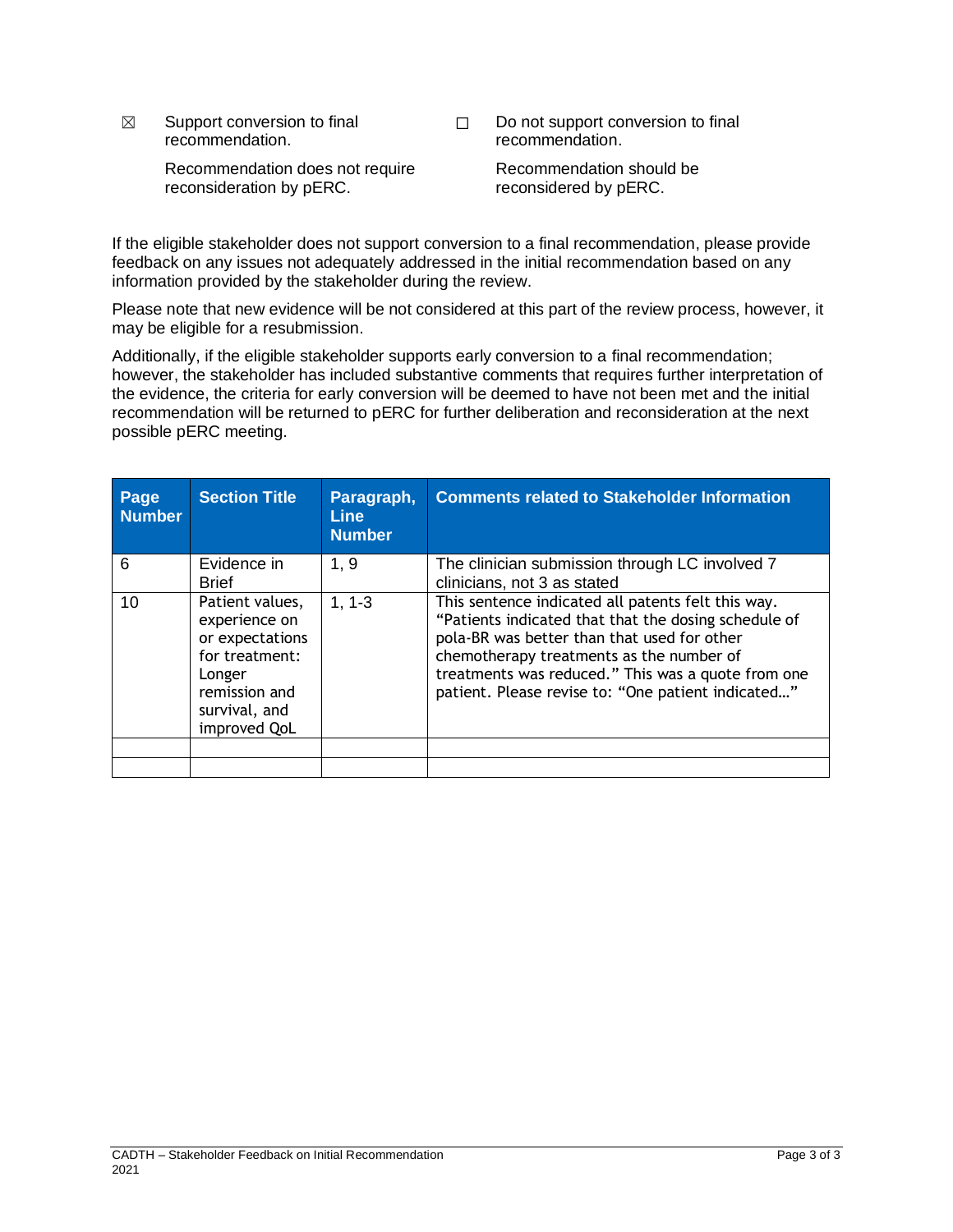☒ Support conversion to final recommendation.

Recommendation does not require reconsideration by pERC.

☐ Do not support conversion to final recommendation.

Recommendation should be reconsidered by pERC.

If the eligible stakeholder does not support conversion to a final recommendation, please provide feedback on any issues not adequately addressed in the initial recommendation based on any information provided by the stakeholder during the review.

Please note that new evidence will be not considered at this part of the review process, however, it may be eligible for a resubmission.

Additionally, if the eligible stakeholder supports early conversion to a final recommendation; however, the stakeholder has included substantive comments that requires further interpretation of the evidence, the criteria for early conversion will be deemed to have not been met and the initial recommendation will be returned to pERC for further deliberation and reconsideration at the next possible pERC meeting.

| Page Number | Section Title | Paragraph, Line Number | Comments related to Stakeholder Information |
|---|---|---|---|
| 6 | Evidence in Brief | 1, 9 | The clinician submission through LC involved 7 clinicians, not 3 as stated |
| 10 | Patient values, experience on or expectations for treatment: Longer remission and survival, and improved QoL | 1, 1-3 | This sentence indicated all patents felt this way. "Patients indicated that that the dosing schedule of pola-BR was better than that used for other chemotherapy treatments as the number of treatments was reduced." This was a quote from one patient. Please revise to: "One patient indicated…" |
| | | | |
| | | | |

CADTH – Stakeholder Feedback on Initial Recommendation 2021